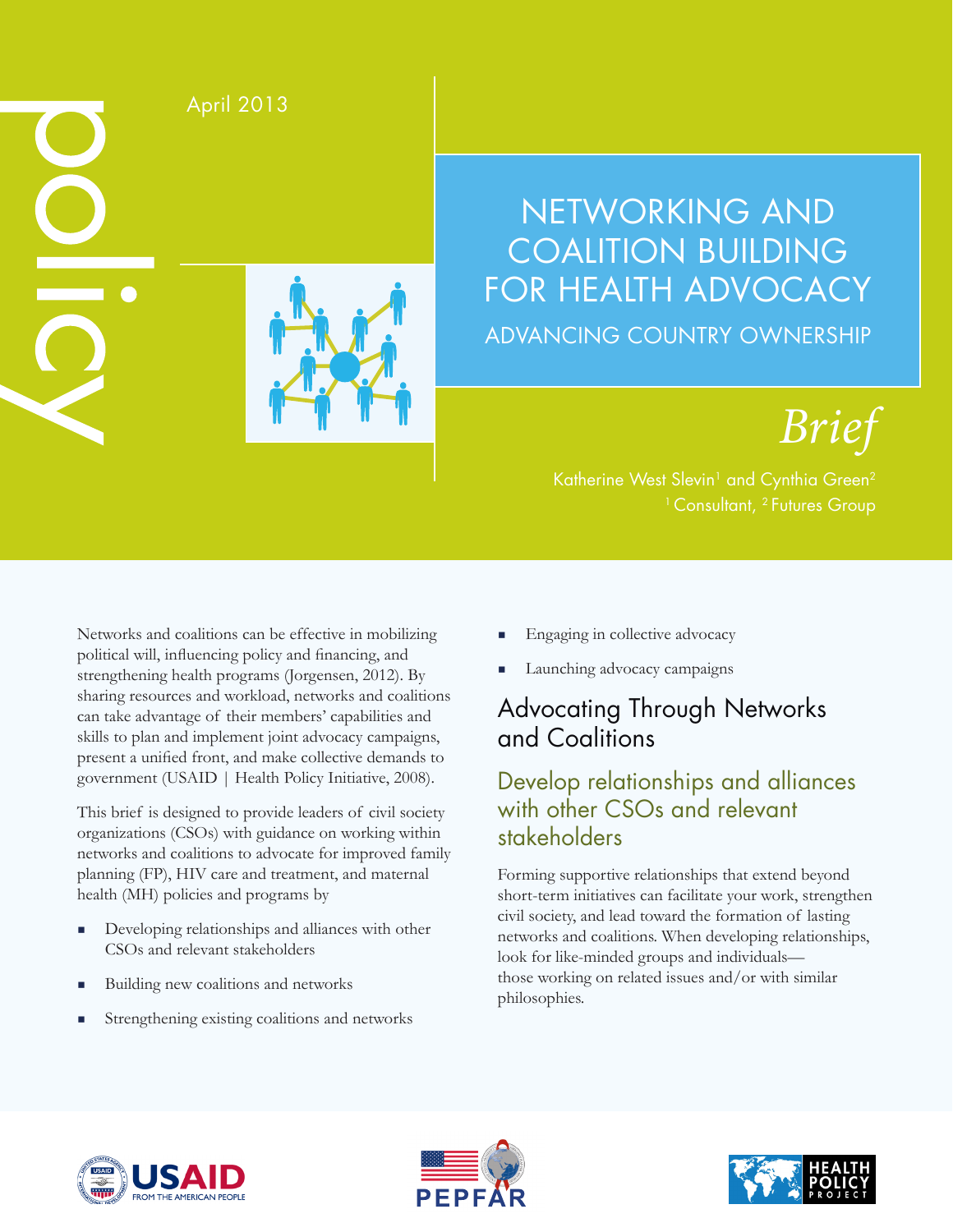policy

April 2013

# NETWORKING AND COALITION BUILDING FOR HEALTH ADVOCACY

## ADVANCING COUNTRY OWNERSHIP

*Brief*

Katherine West Slevin[1] and Cynthia Green[2]

[1] Consultant, [2] Futures Group

Networks and coalitions can be effective in mobilizing political will, influencing policy and financing, and strengthening health programs (Jorgensen, 2012). By sharing resources and workload, networks and coalitions can take advantage of their members' capabilities and skills to plan and implement joint advocacy campaigns, present a unified front, and make collective demands to government (USAID | Health Policy Initiative, 2008).

This brief is designed to provide leaders of civil society organizations (CSOs) with guidance on working within networks and coalitions to advocate for improved family planning (FP), HIV care and treatment, and maternal health (MH) policies and programs by

- Developing relationships and alliances with other CSOs and relevant stakeholders
- Building new coalitions and networks
- Strengthening existing coalitions and networks
- Engaging in collective advocacy
- Launching advocacy campaigns

## Advocating Through Networks and Coalitions

### Develop relationships and alliances with other CSOs and relevant stakeholders

Forming supportive relationships that extend beyond short-term initiatives can facilitate your work, strengthen civil society, and lead toward the formation of lasting networks and coalitions. When developing relationships, look for like-minded groups and individuals—those working on related issues and/or with similar philosophies.

USAID FROM THE AMERICAN PEOPLE

PEPFAR

HEALTH POLICY PROJECT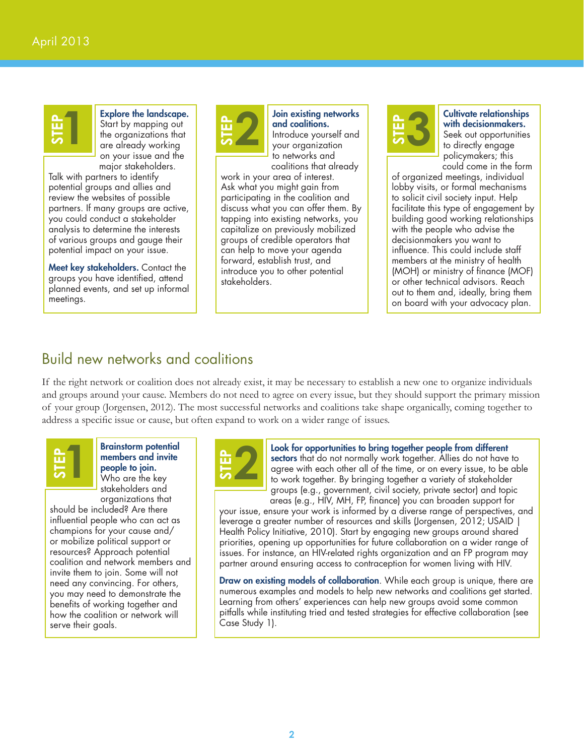**STEP 1**

**Explore the landscape.** Start by mapping out the organizations that are already working on your issue and the major stakeholders. Talk with partners to identify potential groups and allies and review the websites of possible partners. If many groups are active, you could conduct a stakeholder analysis to determine the interests of various groups and gauge their potential impact on your issue.

**Meet key stakeholders.** Contact the groups you have identified, attend planned events, and set up informal meetings.

**STEP 2**

**Join existing networks and coalitions.** Introduce yourself and your organization to networks and coalitions that already work in your area of interest. Ask what you might gain from participating in the coalition and discuss what you can offer them. By tapping into existing networks, you capitalize on previously mobilized groups of credible operators that can help to move your agenda forward, establish trust, and introduce you to other potential stakeholders.

**STEP 3**

**Cultivate relationships with decisionmakers.** Seek out opportunities to directly engage policymakers; this could come in the form of organized meetings, individual lobby visits, or formal mechanisms to solicit civil society input. Help facilitate this type of engagement by building good working relationships with the people who advise the decisionmakers you want to influence. This could include staff members at the ministry of health (MOH) or ministry of finance (MOF) or other technical advisors. Reach out to them and, ideally, bring them on board with your advocacy plan.

## Build new networks and coalitions

If the right network or coalition does not already exist, it may be necessary to establish a new one to organize individuals and groups around your cause. Members do not need to agree on every issue, but they should support the primary mission of your group (Jorgensen, 2012). The most successful networks and coalitions take shape organically, coming together to address a specific issue or cause, but often expand to work on a wider range of issues.

**STEP 1**

**Brainstorm potential members and invite people to join.** Who are the key stakeholders and organizations that should be included? Are there influential people who can act as champions for your cause and/or mobilize political support or resources? Approach potential coalition and network members and invite them to join. Some will not need any convincing. For others, you may need to demonstrate the benefits of working together and how the coalition or network will serve their goals.

**STEP 2**

**Look for opportunities to bring together people from different sectors** that do not normally work together. Allies do not have to agree with each other all of the time, or on every issue, to be able to work together. By bringing together a variety of stakeholder groups (e.g., government, civil society, private sector) and topic areas (e.g., HIV, MH, FP, finance) you can broaden support for your issue, ensure your work is informed by a diverse range of perspectives, and leverage a greater number of resources and skills (Jorgensen, 2012; USAID | Health Policy Initiative, 2010). Start by engaging new groups around shared priorities, opening up opportunities for future collaboration on a wider range of issues. For instance, an HIV-related rights organization and an FP program may partner around ensuring access to contraception for women living with HIV.

**Draw on existing models of collaboration**. While each group is unique, there are numerous examples and models to help new networks and coalitions get started. Learning from others' experiences can help new groups avoid some common pitfalls while instituting tried and tested strategies for effective collaboration (see Case Study 1).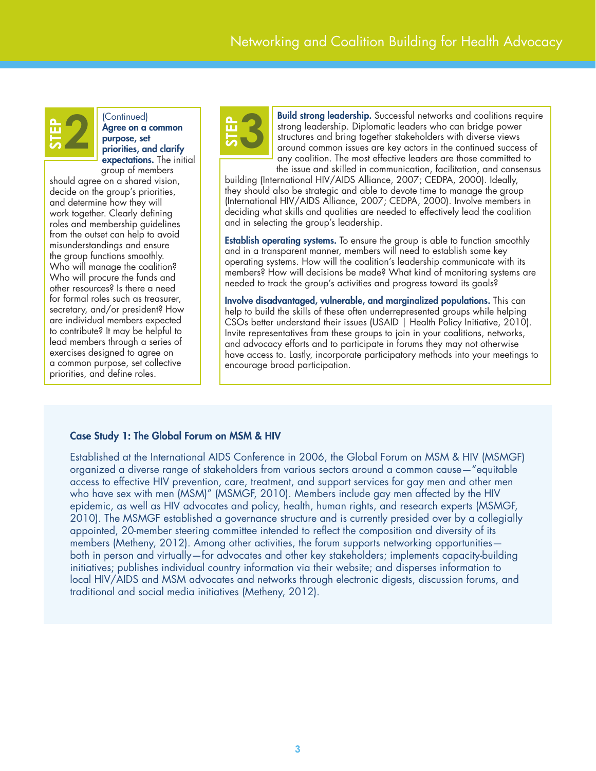## STEP 2

(Continued)

**Agree on a common purpose, set priorities, and clarify expectations.** The initial group of members should agree on a shared vision, decide on the group's priorities, and determine how they will work together. Clearly defining roles and membership guidelines from the outset can help to avoid misunderstandings and ensure the group functions smoothly. Who will manage the coalition? Who will procure the funds and other resources? Is there a need for formal roles such as treasurer, secretary, and/or president? How are individual members expected to contribute? It may be helpful to lead members through a series of exercises designed to agree on a common purpose, set collective priorities, and define roles.

## STEP 3

**Build strong leadership.** Successful networks and coalitions require strong leadership. Diplomatic leaders who can bridge power structures and bring together stakeholders with diverse views around common issues are key actors in the continued success of any coalition. The most effective leaders are those committed to the issue and skilled in communication, facilitation, and consensus building (International HIV/AIDS Alliance, 2007; CEDPA, 2000). Ideally, they should also be strategic and able to devote time to manage the group (International HIV/AIDS Alliance, 2007; CEDPA, 2000). Involve members in deciding what skills and qualities are needed to effectively lead the coalition and in selecting the group's leadership.

**Establish operating systems.** To ensure the group is able to function smoothly and in a transparent manner, members will need to establish some key operating systems. How will the coalition's leadership communicate with its members? How will decisions be made? What kind of monitoring systems are needed to track the group's activities and progress toward its goals?

**Involve disadvantaged, vulnerable, and marginalized populations.** This can help to build the skills of these often underrepresented groups while helping CSOs better understand their issues (USAID | Health Policy Initiative, 2010). Invite representatives from these groups to join in your coalitions, networks, and advocacy efforts and to participate in forums they may not otherwise have access to. Lastly, incorporate participatory methods into your meetings to encourage broad participation.

### Case Study 1: The Global Forum on MSM & HIV

Established at the International AIDS Conference in 2006, the Global Forum on MSM & HIV (MSMGF) organized a diverse range of stakeholders from various sectors around a common cause—"equitable access to effective HIV prevention, care, treatment, and support services for gay men and other men who have sex with men (MSM)" (MSMGF, 2010). Members include gay men affected by the HIV epidemic, as well as HIV advocates and policy, health, human rights, and research experts (MSMGF, 2010). The MSMGF established a governance structure and is currently presided over by a collegially appointed, 20-member steering committee intended to reflect the composition and diversity of its members (Metheny, 2012). Among other activities, the forum supports networking opportunities—both in person and virtually—for advocates and other key stakeholders; implements capacity-building initiatives; publishes individual country information via their website; and disperses information to local HIV/AIDS and MSM advocates and networks through electronic digests, discussion forums, and traditional and social media initiatives (Metheny, 2012).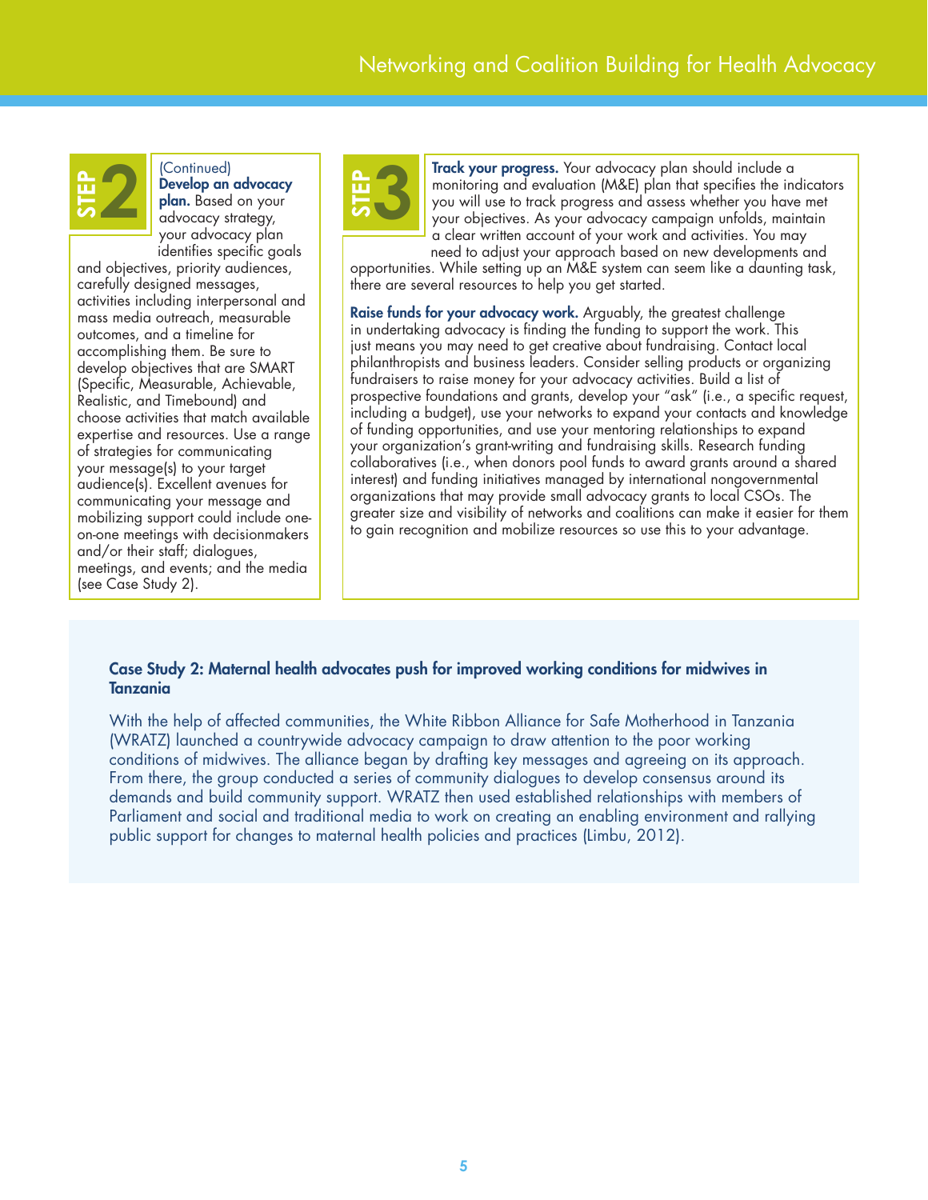## STEP 2

(Continued)
**Develop an advocacy plan.** Based on your advocacy strategy, your advocacy plan identifies specific goals and objectives, priority audiences, carefully designed messages, activities including interpersonal and mass media outreach, measurable outcomes, and a timeline for accomplishing them. Be sure to develop objectives that are SMART (Specific, Measurable, Achievable, Realistic, and Timebound) and choose activities that match available expertise and resources. Use a range of strategies for communicating your message(s) to your target audience(s). Excellent avenues for communicating your message and mobilizing support could include one-on-one meetings with decisionmakers and/or their staff; dialogues, meetings, and events; and the media (see Case Study 2).

## STEP 3

**Track your progress.** Your advocacy plan should include a monitoring and evaluation (M&E) plan that specifies the indicators you will use to track progress and assess whether you have met your objectives. As your advocacy campaign unfolds, maintain a clear written account of your work and activities. You may need to adjust your approach based on new developments and opportunities. While setting up an M&E system can seem like a daunting task, there are several resources to help you get started.

**Raise funds for your advocacy work.** Arguably, the greatest challenge in undertaking advocacy is finding the funding to support the work. This just means you may need to get creative about fundraising. Contact local philanthropists and business leaders. Consider selling products or organizing fundraisers to raise money for your advocacy activities. Build a list of prospective foundations and grants, develop your "ask" (i.e., a specific request, including a budget), use your networks to expand your contacts and knowledge of funding opportunities, and use your mentoring relationships to expand your organization's grant-writing and fundraising skills. Research funding collaboratives (i.e., when donors pool funds to award grants around a shared interest) and funding initiatives managed by international nongovernmental organizations that may provide small advocacy grants to local CSOs. The greater size and visibility of networks and coalitions can make it easier for them to gain recognition and mobilize resources so use this to your advantage.

### Case Study 2: Maternal health advocates push for improved working conditions for midwives in Tanzania

With the help of affected communities, the White Ribbon Alliance for Safe Motherhood in Tanzania (WRATZ) launched a countrywide advocacy campaign to draw attention to the poor working conditions of midwives. The alliance began by drafting key messages and agreeing on its approach. From there, the group conducted a series of community dialogues to develop consensus around its demands and build community support. WRATZ then used established relationships with members of Parliament and social and traditional media to work on creating an enabling environment and rallying public support for changes to maternal health policies and practices (Limbu, 2012).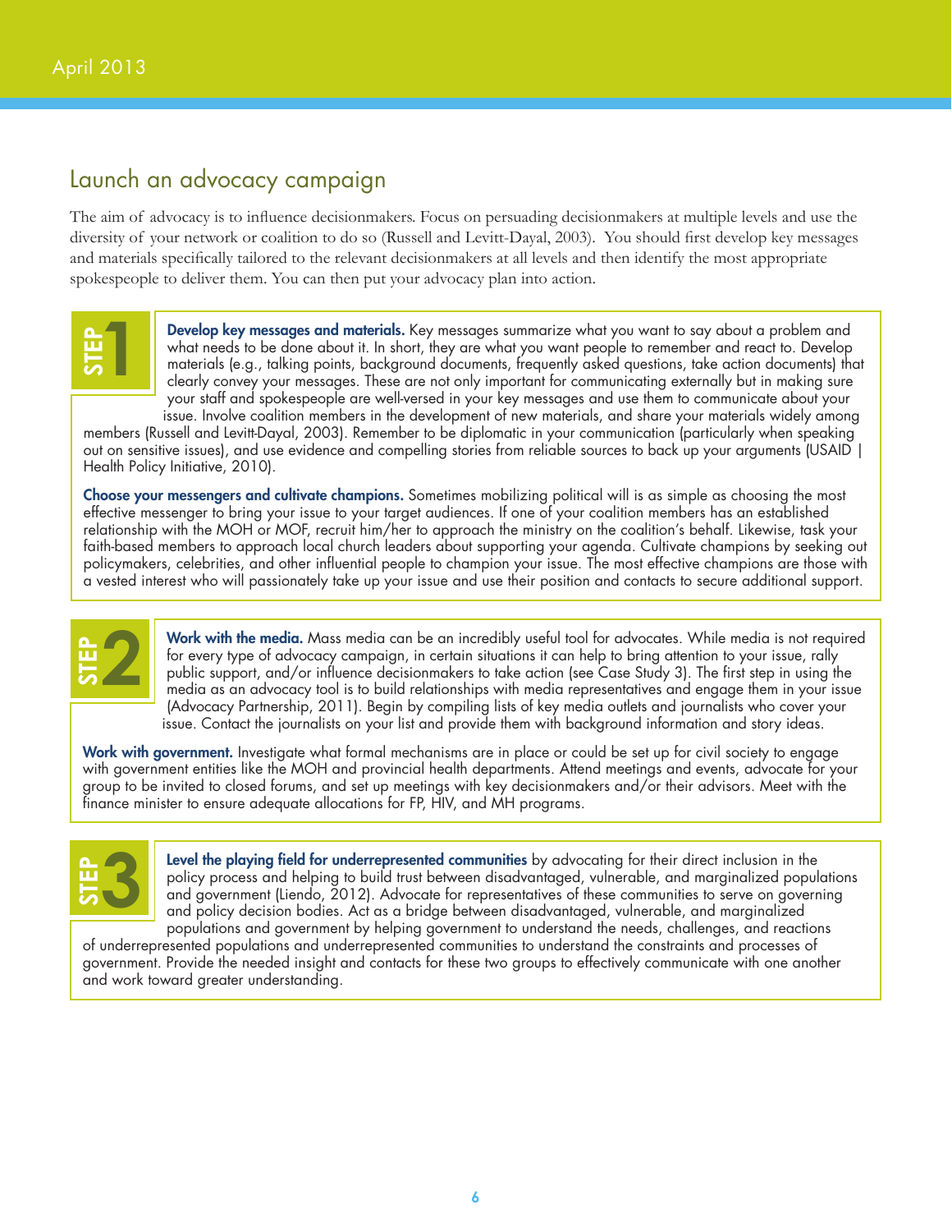## Launch an advocacy campaign

The aim of advocacy is to influence decisionmakers. Focus on persuading decisionmakers at multiple levels and use the diversity of your network or coalition to do so (Russell and Levitt-Dayal, 2003). You should first develop key messages and materials specifically tailored to the relevant decisionmakers at all levels and then identify the most appropriate spokespeople to deliver them. You can then put your advocacy plan into action.

### STEP 1

**Develop key messages and materials.** Key messages summarize what you want to say about a problem and what needs to be done about it. In short, they are what you want people to remember and react to. Develop materials (e.g., talking points, background documents, frequently asked questions, take action documents) that clearly convey your messages. These are not only important for communicating externally but in making sure your staff and spokespeople are well-versed in your key messages and use them to communicate about your issue. Involve coalition members in the development of new materials, and share your materials widely among members (Russell and Levitt-Dayal, 2003). Remember to be diplomatic in your communication (particularly when speaking out on sensitive issues), and use evidence and compelling stories from reliable sources to back up your arguments (USAID | Health Policy Initiative, 2010).

**Choose your messengers and cultivate champions.** Sometimes mobilizing political will is as simple as choosing the most effective messenger to bring your issue to your target audiences. If one of your coalition members has an established relationship with the MOH or MOF, recruit him/her to approach the ministry on the coalition's behalf. Likewise, task your faith-based members to approach local church leaders about supporting your agenda. Cultivate champions by seeking out policymakers, celebrities, and other influential people to champion your issue. The most effective champions are those with a vested interest who will passionately take up your issue and use their position and contacts to secure additional support.

### STEP 2

**Work with the media.** Mass media can be an incredibly useful tool for advocates. While media is not required for every type of advocacy campaign, in certain situations it can help to bring attention to your issue, rally public support, and/or influence decisionmakers to take action (see Case Study 3). The first step in using the media as an advocacy tool is to build relationships with media representatives and engage them in your issue (Advocacy Partnership, 2011). Begin by compiling lists of key media outlets and journalists who cover your issue. Contact the journalists on your list and provide them with background information and story ideas.

**Work with government.** Investigate what formal mechanisms are in place or could be set up for civil society to engage with government entities like the MOH and provincial health departments. Attend meetings and events, advocate for your group to be invited to closed forums, and set up meetings with key decisionmakers and/or their advisors. Meet with the finance minister to ensure adequate allocations for FP, HIV, and MH programs.

### STEP 3

**Level the playing field for underrepresented communities** by advocating for their direct inclusion in the policy process and helping to build trust between disadvantaged, vulnerable, and marginalized populations and government (Liendo, 2012). Advocate for representatives of these communities to serve on governing and policy decision bodies. Act as a bridge between disadvantaged, vulnerable, and marginalized populations and government by helping government to understand the needs, challenges, and reactions of underrepresented populations and underrepresented communities to understand the constraints and processes of government. Provide the needed insight and contacts for these two groups to effectively communicate with one another and work toward greater understanding.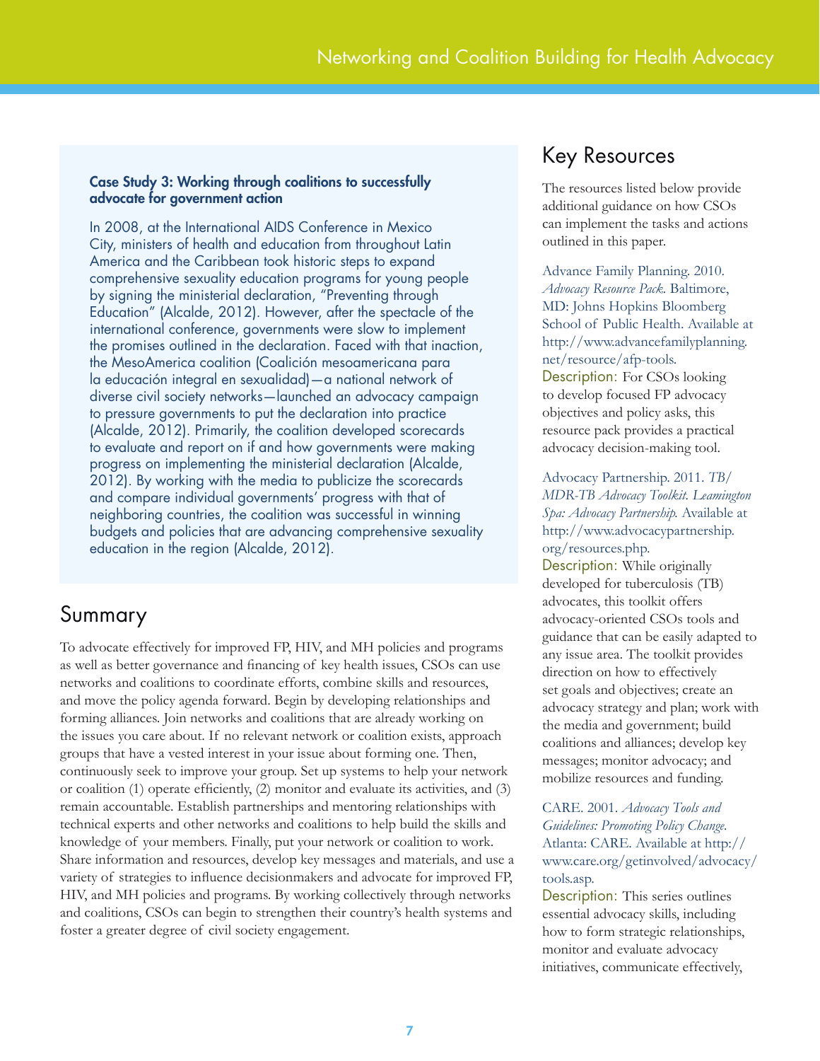**Case Study 3: Working through coalitions to successfully advocate for government action**

In 2008, at the International AIDS Conference in Mexico City, ministers of health and education from throughout Latin America and the Caribbean took historic steps to expand comprehensive sexuality education programs for young people by signing the ministerial declaration, "Preventing through Education" (Alcalde, 2012). However, after the spectacle of the international conference, governments were slow to implement the promises outlined in the declaration. Faced with that inaction, the MesoAmerica coalition (Coalición mesoamericana para la educación integral en sexualidad)—a national network of diverse civil society networks—launched an advocacy campaign to pressure governments to put the declaration into practice (Alcalde, 2012). Primarily, the coalition developed scorecards to evaluate and report on if and how governments were making progress on implementing the ministerial declaration (Alcalde, 2012). By working with the media to publicize the scorecards and compare individual governments' progress with that of neighboring countries, the coalition was successful in winning budgets and policies that are advancing comprehensive sexuality education in the region (Alcalde, 2012).

## Summary

To advocate effectively for improved FP, HIV, and MH policies and programs as well as better governance and financing of key health issues, CSOs can use networks and coalitions to coordinate efforts, combine skills and resources, and move the policy agenda forward. Begin by developing relationships and forming alliances. Join networks and coalitions that are already working on the issues you care about. If no relevant network or coalition exists, approach groups that have a vested interest in your issue about forming one. Then, continuously seek to improve your group. Set up systems to help your network or coalition (1) operate efficiently, (2) monitor and evaluate its activities, and (3) remain accountable. Establish partnerships and mentoring relationships with technical experts and other networks and coalitions to help build the skills and knowledge of your members. Finally, put your network or coalition to work. Share information and resources, develop key messages and materials, and use a variety of strategies to influence decisionmakers and advocate for improved FP, HIV, and MH policies and programs. By working collectively through networks and coalitions, CSOs can begin to strengthen their country's health systems and foster a greater degree of civil society engagement.

## Key Resources

The resources listed below provide additional guidance on how CSOs can implement the tasks and actions outlined in this paper.

Advance Family Planning. 2010. *Advocacy Resource Pack*. Baltimore, MD: Johns Hopkins Bloomberg School of Public Health. Available at http://www.advancefamilyplanning.net/resource/afp-tools.
Description: For CSOs looking to develop focused FP advocacy objectives and policy asks, this resource pack provides a practical advocacy decision-making tool.

Advocacy Partnership. 2011. *TB/MDR-TB Advocacy Toolkit. Leamington Spa: Advocacy Partnership.* Available at http://www.advocacypartnership.org/resources.php.
Description: While originally developed for tuberculosis (TB) advocates, this toolkit offers advocacy-oriented CSOs tools and guidance that can be easily adapted to any issue area. The toolkit provides direction on how to effectively set goals and objectives; create an advocacy strategy and plan; work with the media and government; build coalitions and alliances; develop key messages; monitor advocacy; and mobilize resources and funding.

CARE. 2001. *Advocacy Tools and Guidelines: Promoting Policy Change.* Atlanta: CARE. Available at http://www.care.org/getinvolved/advocacy/tools.asp.
Description: This series outlines essential advocacy skills, including how to form strategic relationships, monitor and evaluate advocacy initiatives, communicate effectively,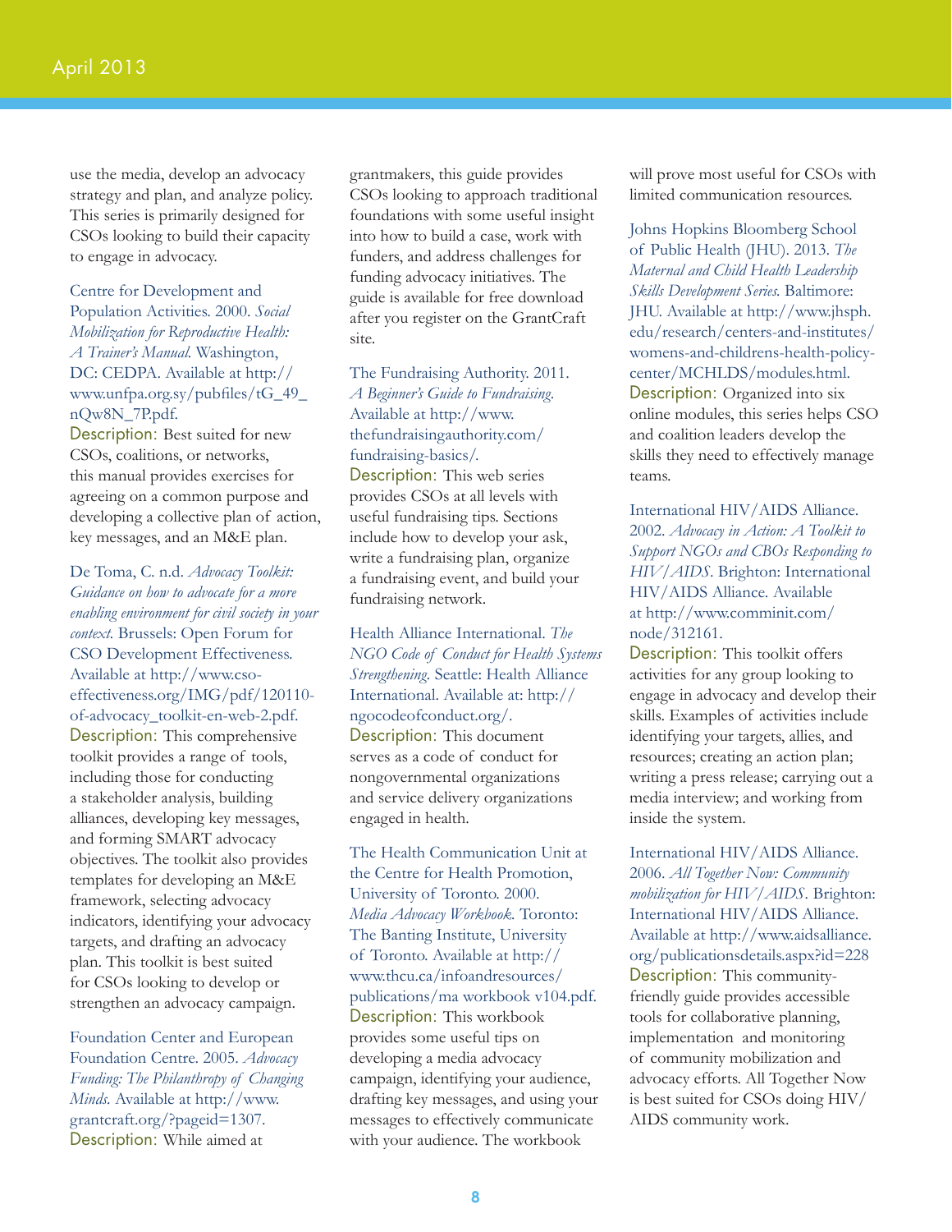use the media, develop an advocacy strategy and plan, and analyze policy. This series is primarily designed for CSOs looking to build their capacity to engage in advocacy.

Centre for Development and Population Activities. 2000. *Social Mobilization for Reproductive Health: A Trainer's Manual.* Washington, DC: CEDPA. Available at http://www.unfpa.org.sy/pubfiles/tG_49_nQw8N_7P.pdf.
Description: Best suited for new CSOs, coalitions, or networks, this manual provides exercises for agreeing on a common purpose and developing a collective plan of action, key messages, and an M&E plan.

De Toma, C. n.d. *Advocacy Toolkit: Guidance on how to advocate for a more enabling environment for civil society in your context.* Brussels: Open Forum for CSO Development Effectiveness. Available at http://www.cso-effectiveness.org/IMG/pdf/120110-of-advocacy_toolkit-en-web-2.pdf.
Description: This comprehensive toolkit provides a range of tools, including those for conducting a stakeholder analysis, building alliances, developing key messages, and forming SMART advocacy objectives. The toolkit also provides templates for developing an M&E framework, selecting advocacy indicators, identifying your advocacy targets, and drafting an advocacy plan. This toolkit is best suited for CSOs looking to develop or strengthen an advocacy campaign.

Foundation Center and European Foundation Centre. 2005. *Advocacy Funding: The Philanthropy of Changing Minds.* Available at http://www.grantcraft.org/?pageid=1307.
Description: While aimed at grantmakers, this guide provides CSOs looking to approach traditional foundations with some useful insight into how to build a case, work with funders, and address challenges for funding advocacy initiatives. The guide is available for free download after you register on the GrantCraft site.

The Fundraising Authority. 2011. *A Beginner's Guide to Fundraising.* Available at http://www.thefundraisingauthority.com/fundraising-basics/.
Description: This web series provides CSOs at all levels with useful fundraising tips. Sections include how to develop your ask, write a fundraising plan, organize a fundraising event, and build your fundraising network.

Health Alliance International. *The NGO Code of Conduct for Health Systems Strengthening.* Seattle: Health Alliance International. Available at: http://ngocodeofconduct.org/.
Description: This document serves as a code of conduct for nongovernmental organizations and service delivery organizations engaged in health.

The Health Communication Unit at the Centre for Health Promotion, University of Toronto. 2000. *Media Advocacy Workbook.* Toronto: The Banting Institute, University of Toronto. Available at http://www.thcu.ca/infoandresources/publications/ma workbook v104.pdf.
Description: This workbook provides some useful tips on developing a media advocacy campaign, identifying your audience, drafting key messages, and using your messages to effectively communicate with your audience. The workbook will prove most useful for CSOs with limited communication resources.

Johns Hopkins Bloomberg School of Public Health (JHU). 2013. *The Maternal and Child Health Leadership Skills Development Series.* Baltimore: JHU. Available at http://www.jhsph.edu/research/centers-and-institutes/womens-and-childrens-health-policy-center/MCHLDS/modules.html.
Description: Organized into six online modules, this series helps CSO and coalition leaders develop the skills they need to effectively manage teams.

International HIV/AIDS Alliance. 2002. *Advocacy in Action: A Toolkit to Support NGOs and CBOs Responding to HIV/AIDS*. Brighton: International HIV/AIDS Alliance. Available at http://www.comminit.com/node/312161.
Description: This toolkit offers activities for any group looking to engage in advocacy and develop their skills. Examples of activities include identifying your targets, allies, and resources; creating an action plan; writing a press release; carrying out a media interview; and working from inside the system.

International HIV/AIDS Alliance. 2006. *All Together Now: Community mobilization for HIV/AIDS*. Brighton: International HIV/AIDS Alliance. Available at http://www.aidsalliance.org/publicationsdetails.aspx?id=228
Description: This community-friendly guide provides accessible tools for collaborative planning, implementation and monitoring of community mobilization and advocacy efforts. All Together Now is best suited for CSOs doing HIV/AIDS community work.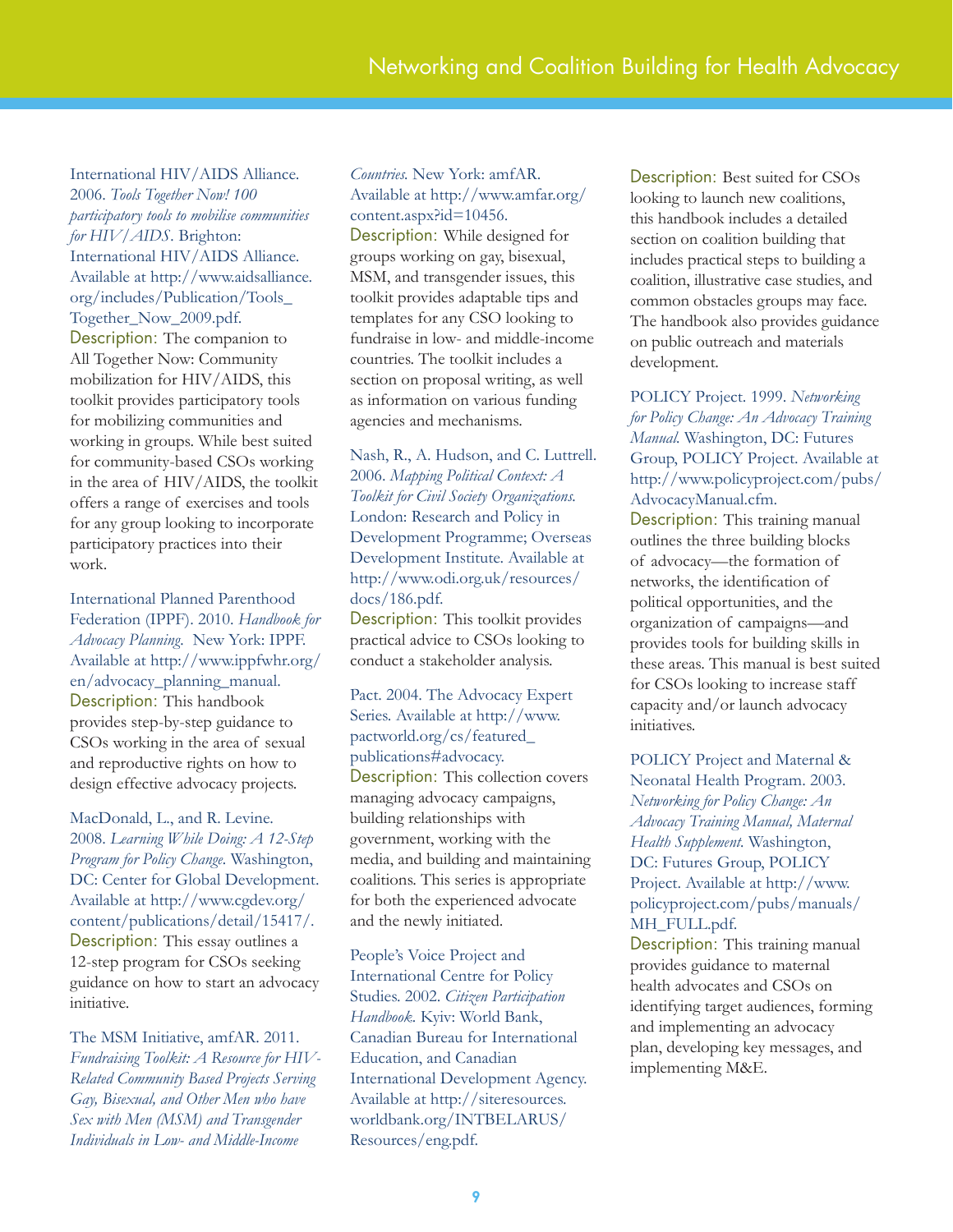International HIV/AIDS Alliance. 2006. *Tools Together Now! 100 participatory tools to mobilise communities for HIV/AIDS*. Brighton: International HIV/AIDS Alliance. Available at http://www.aidsalliance.org/includes/Publication/Tools_Together_Now_2009.pdf.
Description: The companion to All Together Now: Community mobilization for HIV/AIDS, this toolkit provides participatory tools for mobilizing communities and working in groups. While best suited for community-based CSOs working in the area of HIV/AIDS, the toolkit offers a range of exercises and tools for any group looking to incorporate participatory practices into their work.

International Planned Parenthood Federation (IPPF). 2010. *Handbook for Advocacy Planning*. New York: IPPF. Available at http://www.ippfwhr.org/en/advocacy_planning_manual.
Description: This handbook provides step-by-step guidance to CSOs working in the area of sexual and reproductive rights on how to design effective advocacy projects.

MacDonald, L., and R. Levine. 2008. *Learning While Doing: A 12-Step Program for Policy Change*. Washington, DC: Center for Global Development. Available at http://www.cgdev.org/content/publications/detail/15417/.
Description: This essay outlines a 12-step program for CSOs seeking guidance on how to start an advocacy initiative.

The MSM Initiative, amfAR. 2011. *Fundraising Toolkit: A Resource for HIV-Related Community Based Projects Serving Gay, Bisexual, and Other Men who have Sex with Men (MSM) and Transgender Individuals in Low- and Middle-Income Countries*. New York: amfAR. Available at http://www.amfar.org/content.aspx?id=10456.
Description: While designed for groups working on gay, bisexual, MSM, and transgender issues, this toolkit provides adaptable tips and templates for any CSO looking to fundraise in low- and middle-income countries. The toolkit includes a section on proposal writing, as well as information on various funding agencies and mechanisms.

Nash, R., A. Hudson, and C. Luttrell. 2006. *Mapping Political Context: A Toolkit for Civil Society Organizations*. London: Research and Policy in Development Programme; Overseas Development Institute. Available at http://www.odi.org.uk/resources/docs/186.pdf.
Description: This toolkit provides practical advice to CSOs looking to conduct a stakeholder analysis.

Pact. 2004. The Advocacy Expert Series. Available at http://www.pactworld.org/cs/featured_publications#advocacy.
Description: This collection covers managing advocacy campaigns, building relationships with government, working with the media, and building and maintaining coalitions. This series is appropriate for both the experienced advocate and the newly initiated.

People's Voice Project and International Centre for Policy Studies. 2002. *Citizen Participation Handbook*. Kyiv: World Bank, Canadian Bureau for International Education, and Canadian International Development Agency. Available at http://siteresources.worldbank.org/INTBELARUS/Resources/eng.pdf.
Description: Best suited for CSOs looking to launch new coalitions, this handbook includes a detailed section on coalition building that includes practical steps to building a coalition, illustrative case studies, and common obstacles groups may face. The handbook also provides guidance on public outreach and materials development.

POLICY Project. 1999. *Networking for Policy Change: An Advocacy Training Manual*. Washington, DC: Futures Group, POLICY Project. Available at http://www.policyproject.com/pubs/AdvocacyManual.cfm.
Description: This training manual outlines the three building blocks of advocacy—the formation of networks, the identification of political opportunities, and the organization of campaigns—and provides tools for building skills in these areas. This manual is best suited for CSOs looking to increase staff capacity and/or launch advocacy initiatives.

POLICY Project and Maternal & Neonatal Health Program. 2003. *Networking for Policy Change: An Advocacy Training Manual, Maternal Health Supplement*. Washington, DC: Futures Group, POLICY Project. Available at http://www.policyproject.com/pubs/manuals/MH_FULL.pdf.
Description: This training manual provides guidance to maternal health advocates and CSOs on identifying target audiences, forming and implementing an advocacy plan, developing key messages, and implementing M&E.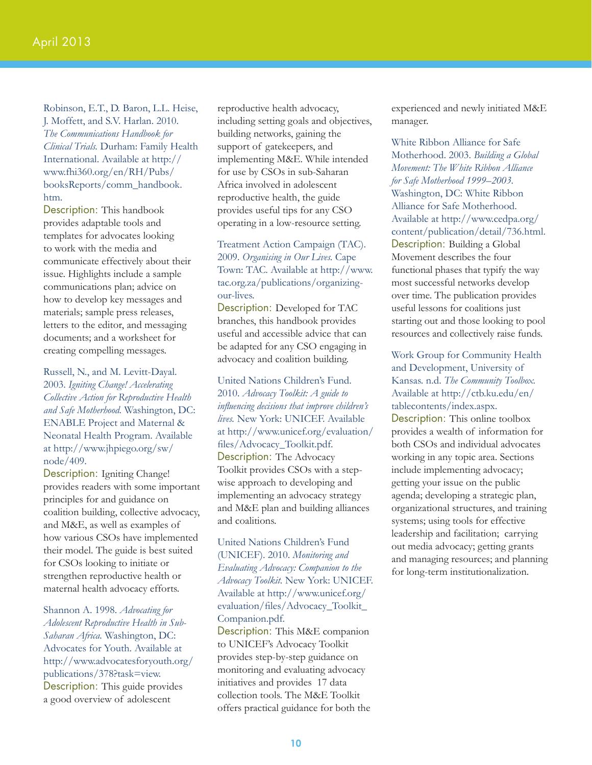Robinson, E.T., D. Baron, L.L. Heise, J. Moffett, and S.V. Harlan. 2010. *The Communications Handbook for Clinical Trials.* Durham: Family Health International. Available at http://www.fhi360.org/en/RH/Pubs/booksReports/comm_handbook.htm.

Description: This handbook provides adaptable tools and templates for advocates looking to work with the media and communicate effectively about their issue. Highlights include a sample communications plan; advice on how to develop key messages and materials; sample press releases, letters to the editor, and messaging documents; and a worksheet for creating compelling messages.

Russell, N., and M. Levitt-Dayal. 2003. *Igniting Change! Accelerating Collective Action for Reproductive Health and Safe Motherhood.* Washington, DC: ENABLE Project and Maternal & Neonatal Health Program. Available at http://www.jhpiego.org/sw/node/409.

Description: Igniting Change! provides readers with some important principles for and guidance on coalition building, collective advocacy, and M&E, as well as examples of how various CSOs have implemented their model. The guide is best suited for CSOs looking to initiate or strengthen reproductive health or maternal health advocacy efforts.

Shannon A. 1998. *Advocating for Adolescent Reproductive Health in Sub-Saharan Africa.* Washington, DC: Advocates for Youth. Available at http://www.advocatesforyouth.org/publications/378?task=view.

Description: This guide provides a good overview of adolescent reproductive health advocacy, including setting goals and objectives, building networks, gaining the support of gatekeepers, and implementing M&E. While intended for use by CSOs in sub-Saharan Africa involved in adolescent reproductive health, the guide provides useful tips for any CSO operating in a low-resource setting.

Treatment Action Campaign (TAC). 2009. *Organising in Our Lives.* Cape Town: TAC. Available at http://www.tac.org.za/publications/organizing-our-lives.

Description: Developed for TAC branches, this handbook provides useful and accessible advice that can be adapted for any CSO engaging in advocacy and coalition building.

United Nations Children's Fund. 2010. *Advocacy Toolkit: A guide to influencing decisions that improve children's lives.* New York: UNICEF. Available at http://www.unicef.org/evaluation/files/Advocacy_Toolkit.pdf.

Description: The Advocacy Toolkit provides CSOs with a step-wise approach to developing and implementing an advocacy strategy and M&E plan and building alliances and coalitions.

United Nations Children's Fund (UNICEF). 2010. *Monitoring and Evaluating Advocacy: Companion to the Advocacy Toolkit.* New York: UNICEF. Available at http://www.unicef.org/evaluation/files/Advocacy_Toolkit_Companion.pdf.

Description: This M&E companion to UNICEF's Advocacy Toolkit provides step-by-step guidance on monitoring and evaluating advocacy initiatives and provides 17 data collection tools. The M&E Toolkit offers practical guidance for both the experienced and newly initiated M&E manager.

White Ribbon Alliance for Safe Motherhood. 2003. *Building a Global Movement: The White Ribbon Alliance for Safe Motherhood 1999–2003.* Washington, DC: White Ribbon Alliance for Safe Motherhood. Available at http://www.cedpa.org/content/publication/detail/736.html.

Description: Building a Global Movement describes the four functional phases that typify the way most successful networks develop over time. The publication provides useful lessons for coalitions just starting out and those looking to pool resources and collectively raise funds.

Work Group for Community Health and Development, University of Kansas. n.d. *The Community Toolbox.* Available at http://ctb.ku.edu/en/tablecontents/index.aspx.

Description: This online toolbox provides a wealth of information for both CSOs and individual advocates working in any topic area. Sections include implementing advocacy; getting your issue on the public agenda; developing a strategic plan, organizational structures, and training systems; using tools for effective leadership and facilitation; carrying out media advocacy; getting grants and managing resources; and planning for long-term institutionalization.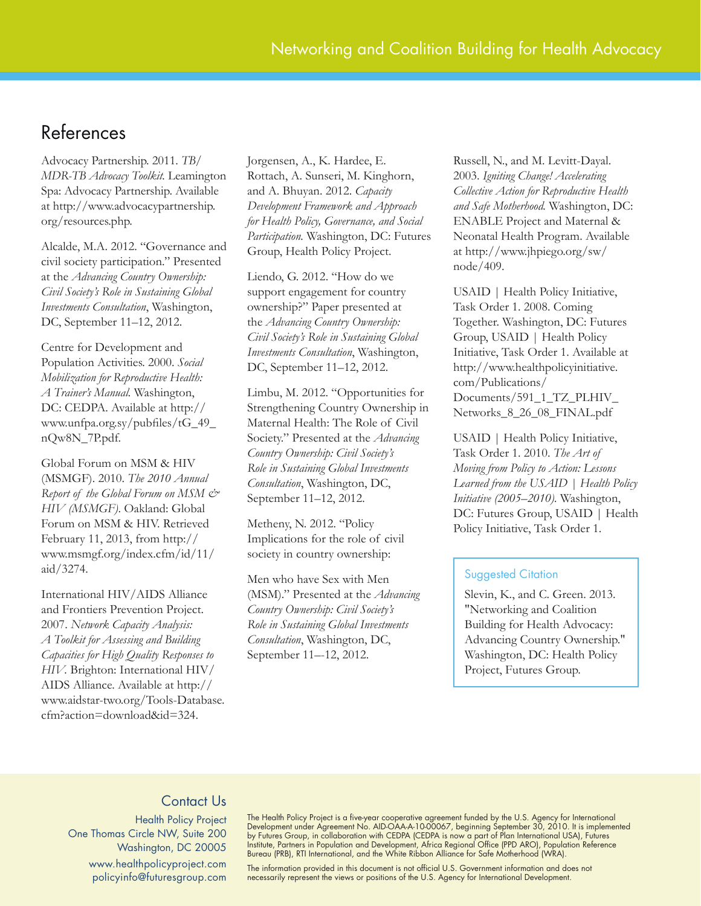## References

Advocacy Partnership. 2011. *TB/MDR-TB Advocacy Toolkit.* Leamington Spa: Advocacy Partnership. Available at http://www.advocacypartnership.org/resources.php.

Alcalde, M.A. 2012. "Governance and civil society participation." Presented at the *Advancing Country Ownership: Civil Society's Role in Sustaining Global Investments Consultation*, Washington, DC, September 11–12, 2012.

Centre for Development and Population Activities. 2000. *Social Mobilization for Reproductive Health: A Trainer's Manual.* Washington, DC: CEDPA. Available at http://www.unfpa.org.sy/pubfiles/tG_49_nQw8N_7P.pdf.

Global Forum on MSM & HIV (MSMGF). 2010. *The 2010 Annual Report of the Global Forum on MSM & HIV (MSMGF).* Oakland: Global Forum on MSM & HIV. Retrieved February 11, 2013, from http://www.msmgf.org/index.cfm/id/11/aid/3274.

International HIV/AIDS Alliance and Frontiers Prevention Project. 2007. *Network Capacity Analysis: A Toolkit for Assessing and Building Capacities for High Quality Responses to HIV.* Brighton: International HIV/AIDS Alliance. Available at http://www.aidstar-two.org/Tools-Database.cfm?action=download&id=324.

Jorgensen, A., K. Hardee, E. Rottach, A. Sunseri, M. Kinghorn, and A. Bhuyan. 2012. *Capacity Development Framework and Approach for Health Policy, Governance, and Social Participation.* Washington, DC: Futures Group, Health Policy Project.

Liendo, G. 2012. "How do we support engagement for country ownership?" Paper presented at the *Advancing Country Ownership: Civil Society's Role in Sustaining Global Investments Consultation*, Washington, DC, September 11–12, 2012.

Limbu, M. 2012. "Opportunities for Strengthening Country Ownership in Maternal Health: The Role of Civil Society." Presented at the *Advancing Country Ownership: Civil Society's Role in Sustaining Global Investments Consultation*, Washington, DC, September 11–12, 2012.

Metheny, N. 2012. "Policy Implications for the role of civil society in country ownership:

Men who have Sex with Men (MSM)." Presented at the *Advancing Country Ownership: Civil Society's Role in Sustaining Global Investments Consultation*, Washington, DC, September 11–-12, 2012.

Russell, N., and M. Levitt-Dayal. 2003. *Igniting Change! Accelerating Collective Action for Reproductive Health and Safe Motherhood.* Washington, DC: ENABLE Project and Maternal & Neonatal Health Program. Available at http://www.jhpiego.org/sw/node/409.

USAID | Health Policy Initiative, Task Order 1. 2008. Coming Together. Washington, DC: Futures Group, USAID | Health Policy Initiative, Task Order 1. Available at http://www.healthpolicyinitiative.com/Publications/Documents/591_1_TZ_PLHIV_Networks_8_26_08_FINAL.pdf

USAID | Health Policy Initiative, Task Order 1. 2010. *The Art of Moving from Policy to Action: Lessons Learned from the USAID | Health Policy Initiative (2005–2010).* Washington, DC: Futures Group, USAID | Health Policy Initiative, Task Order 1.

### Suggested Citation

Slevin, K., and C. Green. 2013. "Networking and Coalition Building for Health Advocacy: Advancing Country Ownership." Washington, DC: Health Policy Project, Futures Group.

### Contact Us

Health Policy Project
One Thomas Circle NW, Suite 200
Washington, DC 20005

www.healthpolicyproject.com
policyinfo@futuresgroup.com

The Health Policy Project is a five-year cooperative agreement funded by the U.S. Agency for International Development under Agreement No. AID-OAA-A-10-00067, beginning September 30, 2010. It is implemented by Futures Group, in collaboration with CEDPA (CEDPA is now a part of Plan International USA), Futures Institute, Partners in Population and Development, Africa Regional Office (PPD ARO), Population Reference Bureau (PRB), RTI International, and the White Ribbon Alliance for Safe Motherhood (WRA).

The information provided in this document is not official U.S. Government information and does not necessarily represent the views or positions of the U.S. Agency for International Development.